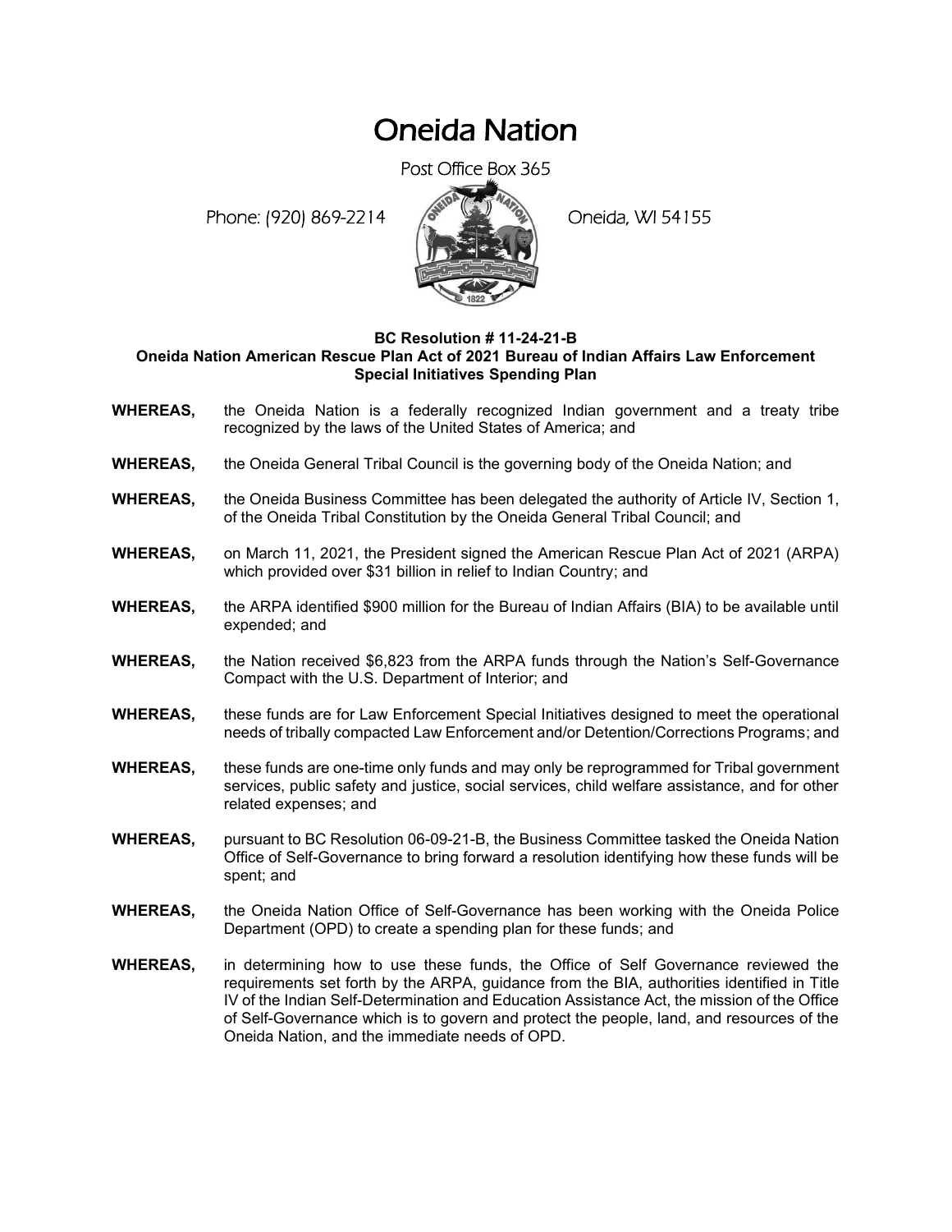# Oneida Nation

Post Office Box 365

Phone: (920) 869-2214 Oneida, WI 54155

**BC Resolution # 11-24-21-B**
**Oneida Nation American Rescue Plan Act of 2021 Bureau of Indian Affairs Law Enforcement Special Initiatives Spending Plan**

**WHEREAS,** the Oneida Nation is a federally recognized Indian government and a treaty tribe recognized by the laws of the United States of America; and

**WHEREAS,** the Oneida General Tribal Council is the governing body of the Oneida Nation; and

**WHEREAS,** the Oneida Business Committee has been delegated the authority of Article IV, Section 1, of the Oneida Tribal Constitution by the Oneida General Tribal Council; and

**WHEREAS,** on March 11, 2021, the President signed the American Rescue Plan Act of 2021 (ARPA) which provided over $31 billion in relief to Indian Country; and

**WHEREAS,** the ARPA identified $900 million for the Bureau of Indian Affairs (BIA) to be available until expended; and

**WHEREAS,** the Nation received $6,823 from the ARPA funds through the Nation's Self-Governance Compact with the U.S. Department of Interior; and

**WHEREAS,** these funds are for Law Enforcement Special Initiatives designed to meet the operational needs of tribally compacted Law Enforcement and/or Detention/Corrections Programs; and

**WHEREAS,** these funds are one-time only funds and may only be reprogrammed for Tribal government services, public safety and justice, social services, child welfare assistance, and for other related expenses; and

**WHEREAS,** pursuant to BC Resolution 06-09-21-B, the Business Committee tasked the Oneida Nation Office of Self-Governance to bring forward a resolution identifying how these funds will be spent; and

**WHEREAS,** the Oneida Nation Office of Self-Governance has been working with the Oneida Police Department (OPD) to create a spending plan for these funds; and

**WHEREAS,** in determining how to use these funds, the Office of Self Governance reviewed the requirements set forth by the ARPA, guidance from the BIA, authorities identified in Title IV of the Indian Self-Determination and Education Assistance Act, the mission of the Office of Self-Governance which is to govern and protect the people, land, and resources of the Oneida Nation, and the immediate needs of OPD.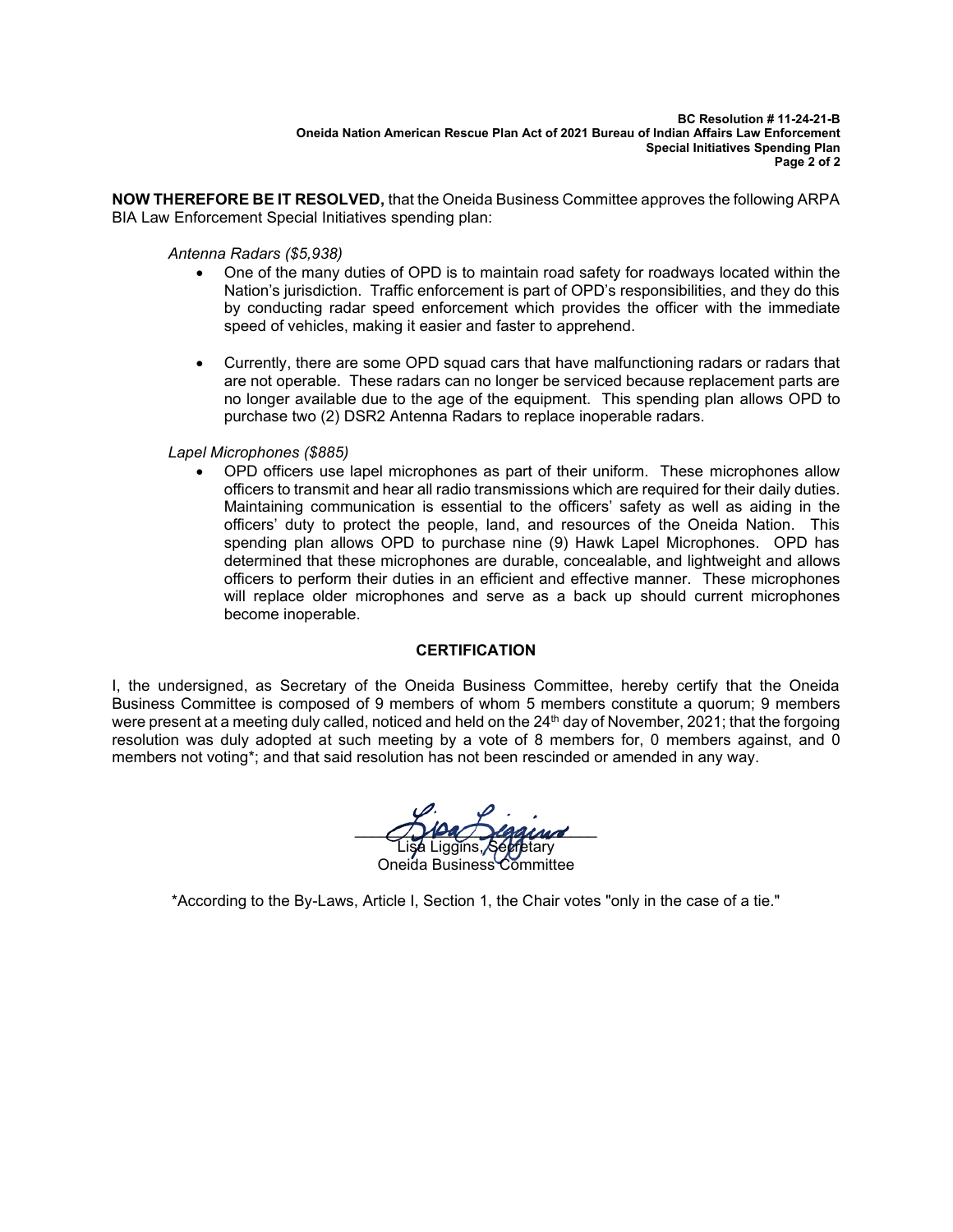**NOW THEREFORE BE IT RESOLVED,** that the Oneida Business Committee approves the following ARPA BIA Law Enforcement Special Initiatives spending plan:

*Antenna Radars ($5,938)*

- One of the many duties of OPD is to maintain road safety for roadways located within the Nation's jurisdiction. Traffic enforcement is part of OPD's responsibilities, and they do this by conducting radar speed enforcement which provides the officer with the immediate speed of vehicles, making it easier and faster to apprehend.

- Currently, there are some OPD squad cars that have malfunctioning radars or radars that are not operable. These radars can no longer be serviced because replacement parts are no longer available due to the age of the equipment. This spending plan allows OPD to purchase two (2) DSR2 Antenna Radars to replace inoperable radars.

*Lapel Microphones ($885)*

- OPD officers use lapel microphones as part of their uniform. These microphones allow officers to transmit and hear all radio transmissions which are required for their daily duties. Maintaining communication is essential to the officers' safety as well as aiding in the officers' duty to protect the people, land, and resources of the Oneida Nation. This spending plan allows OPD to purchase nine (9) Hawk Lapel Microphones. OPD has determined that these microphones are durable, concealable, and lightweight and allows officers to perform their duties in an efficient and effective manner. These microphones will replace older microphones and serve as a back up should current microphones become inoperable.

## CERTIFICATION

I, the undersigned, as Secretary of the Oneida Business Committee, hereby certify that the Oneida Business Committee is composed of 9 members of whom 5 members constitute a quorum; 9 members were present at a meeting duly called, noticed and held on the 24th day of November, 2021; that the forgoing resolution was duly adopted at such meeting by a vote of 8 members for, 0 members against, and 0 members not voting*; and that said resolution has not been rescinded or amended in any way.

Lisa Liggins, Secretary
Oneida Business Committee

*According to the By-Laws, Article I, Section 1, the Chair votes "only in the case of a tie."